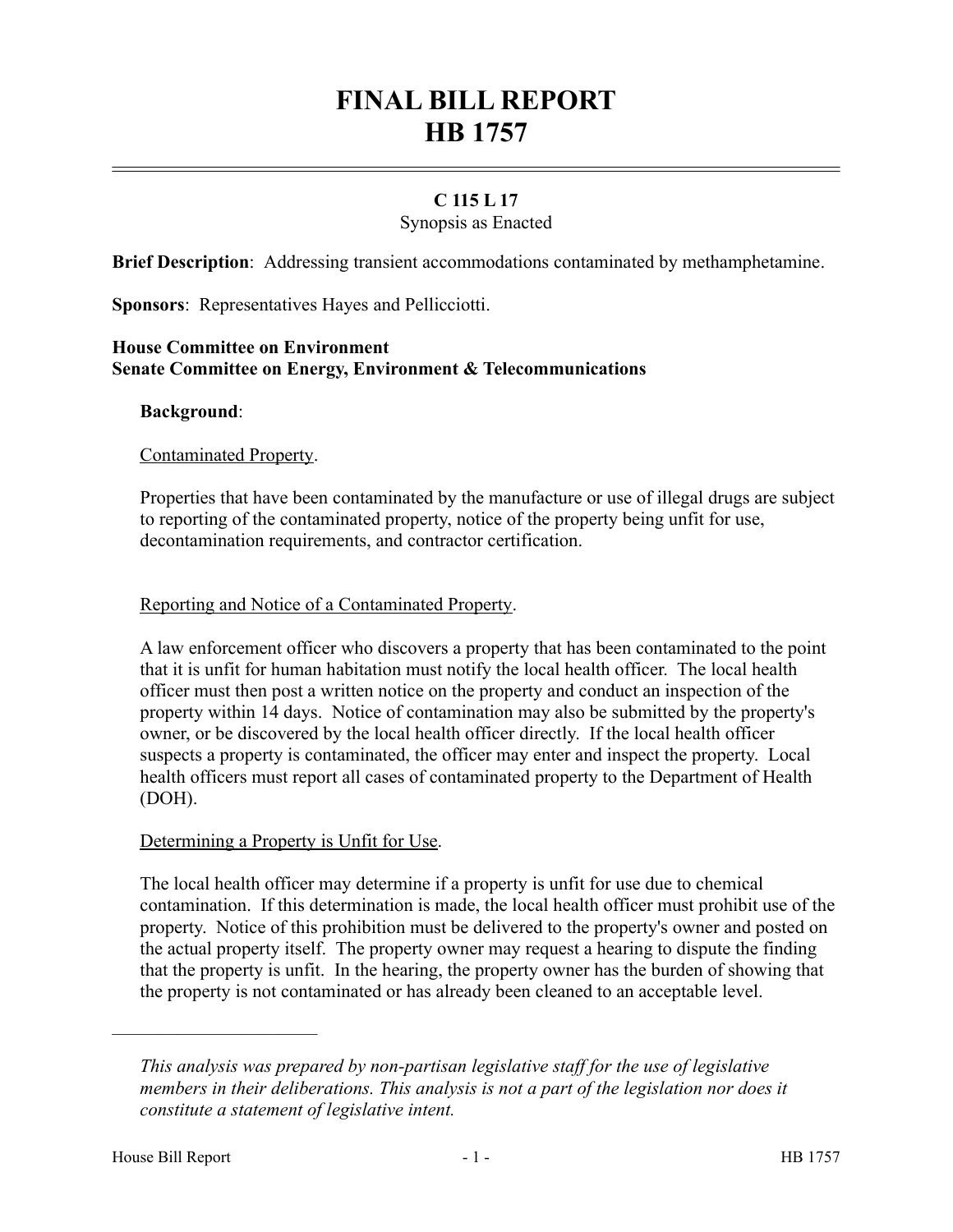# FINAL BILL REPORT
# HB 1757

**C 115 L 17**

Synopsis as Enacted

**Brief Description**: Addressing transient accommodations contaminated by methamphetamine.

**Sponsors**: Representatives Hayes and Pellicciotti.

**House Committee on Environment**
**Senate Committee on Energy, Environment & Telecommunications**

**Background**:

Contaminated Property.

Properties that have been contaminated by the manufacture or use of illegal drugs are subject to reporting of the contaminated property, notice of the property being unfit for use, decontamination requirements, and contractor certification.

Reporting and Notice of a Contaminated Property.

A law enforcement officer who discovers a property that has been contaminated to the point that it is unfit for human habitation must notify the local health officer. The local health officer must then post a written notice on the property and conduct an inspection of the property within 14 days. Notice of contamination may also be submitted by the property's owner, or be discovered by the local health officer directly. If the local health officer suspects a property is contaminated, the officer may enter and inspect the property. Local health officers must report all cases of contaminated property to the Department of Health (DOH).

Determining a Property is Unfit for Use.

The local health officer may determine if a property is unfit for use due to chemical contamination. If this determination is made, the local health officer must prohibit use of the property. Notice of this prohibition must be delivered to the property's owner and posted on the actual property itself. The property owner may request a hearing to dispute the finding that the property is unfit. In the hearing, the property owner has the burden of showing that the property is not contaminated or has already been cleaned to an acceptable level.

---

*This analysis was prepared by non-partisan legislative staff for the use of legislative members in their deliberations. This analysis is not a part of the legislation nor does it constitute a statement of legislative intent.*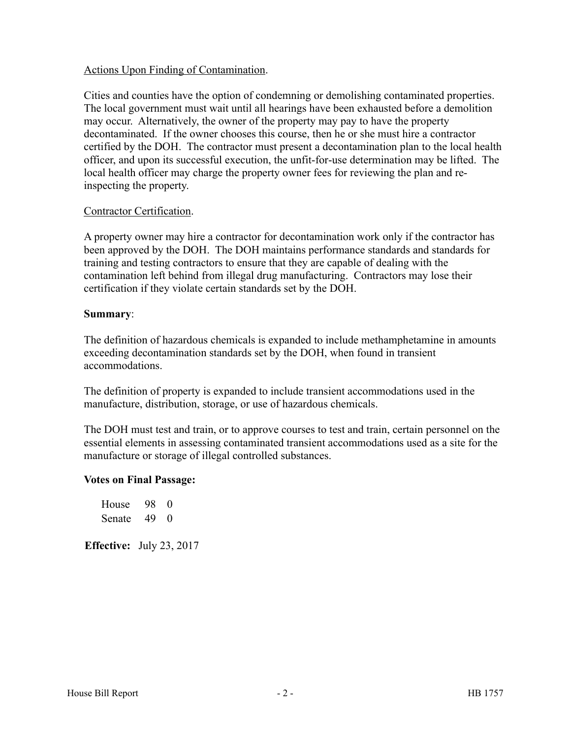Actions Upon Finding of Contamination.

Cities and counties have the option of condemning or demolishing contaminated properties. The local government must wait until all hearings have been exhausted before a demolition may occur. Alternatively, the owner of the property may pay to have the property decontaminated. If the owner chooses this course, then he or she must hire a contractor certified by the DOH. The contractor must present a decontamination plan to the local health officer, and upon its successful execution, the unfit-for-use determination may be lifted. The local health officer may charge the property owner fees for reviewing the plan and re-inspecting the property.

Contractor Certification.

A property owner may hire a contractor for decontamination work only if the contractor has been approved by the DOH. The DOH maintains performance standards and standards for training and testing contractors to ensure that they are capable of dealing with the contamination left behind from illegal drug manufacturing. Contractors may lose their certification if they violate certain standards set by the DOH.

**Summary**:

The definition of hazardous chemicals is expanded to include methamphetamine in amounts exceeding decontamination standards set by the DOH, when found in transient accommodations.

The definition of property is expanded to include transient accommodations used in the manufacture, distribution, storage, or use of hazardous chemicals.

The DOH must test and train, or to approve courses to test and train, certain personnel on the essential elements in assessing contaminated transient accommodations used as a site for the manufacture or storage of illegal controlled substances.

**Votes on Final Passage:**

| | | |
|---|---|---|
| House | 98 | 0 |
| Senate | 49 | 0 |

**Effective:** July 23, 2017